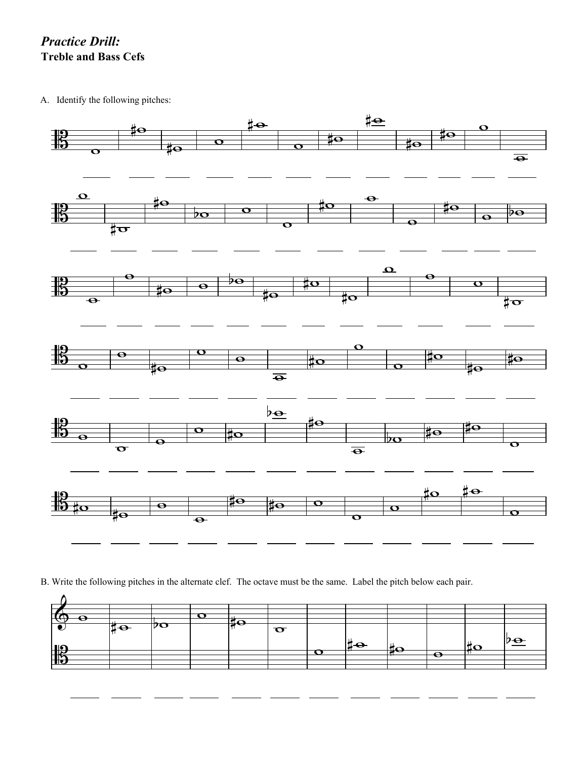*Practice Drill:*
**Treble and Bass Cefs**

A. Identify the following pitches:

B. Write the following pitches in the alternate clef. The octave must be the same. Label the pitch below each pair.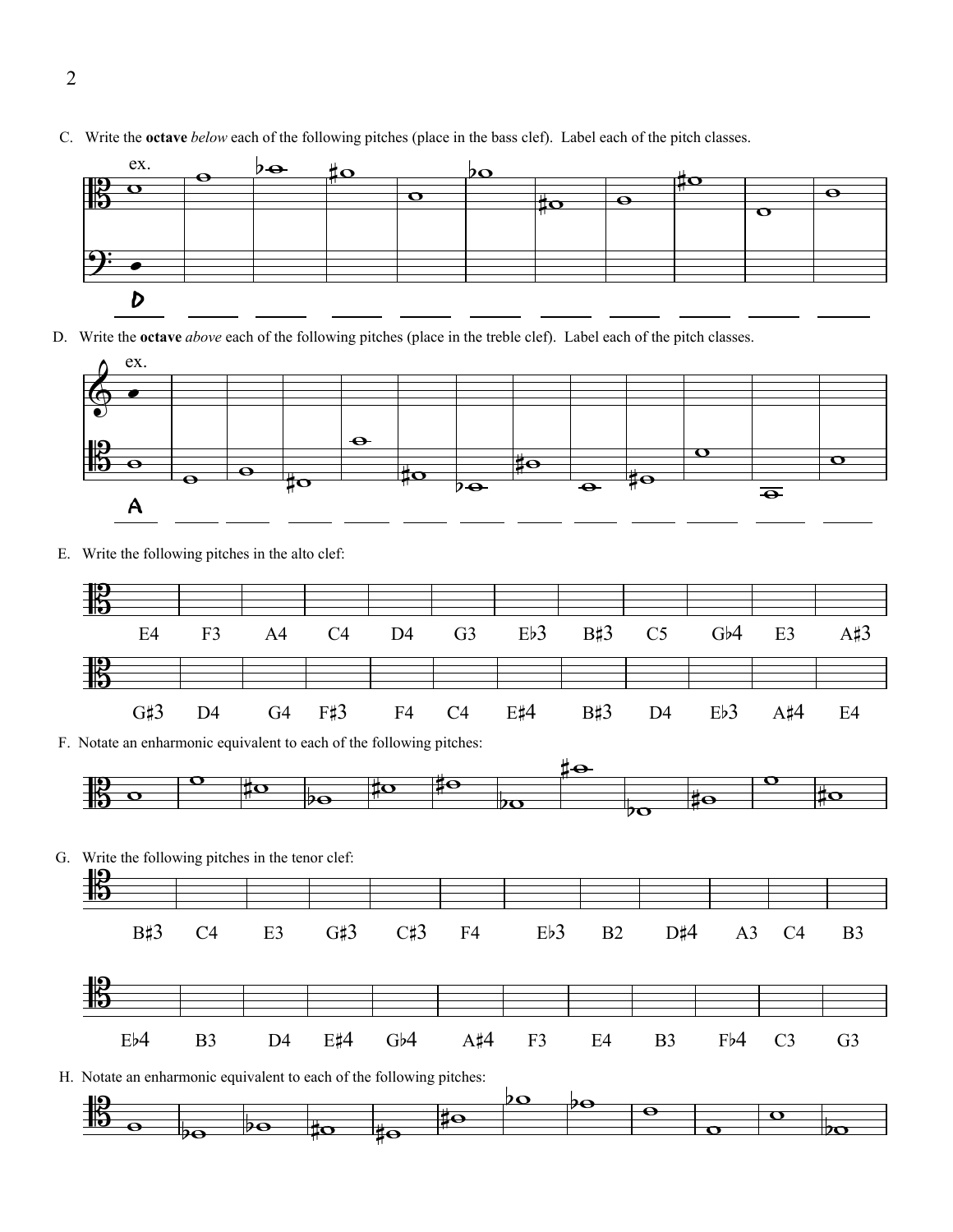C. Write the **octave** *below* each of the following pitches (place in the bass clef). Label each of the pitch classes.

ex.

D

D. Write the **octave** *above* each of the following pitches (place in the treble clef). Label each of the pitch classes.

ex.

A

E. Write the following pitches in the alto clef:

E4 F3 A4 C4 D4 G3 E♭3 B♯3 C5 G♭4 E3 A♯3

G♯3 D4 G4 F♯3 F4 C4 E♯4 B♯3 D4 E♭3 A♯4 E4

F. Notate an enharmonic equivalent to each of the following pitches:

G. Write the following pitches in the tenor clef:

B♯3 C4 E3 G♯3 C♯3 F4 E♭3 B2 D♯4 A3 C4 B3

E♭4 B3 D4 E♯4 G♭4 A♯4 F3 E4 B3 F♭4 C3 G3

H. Notate an enharmonic equivalent to each of the following pitches: